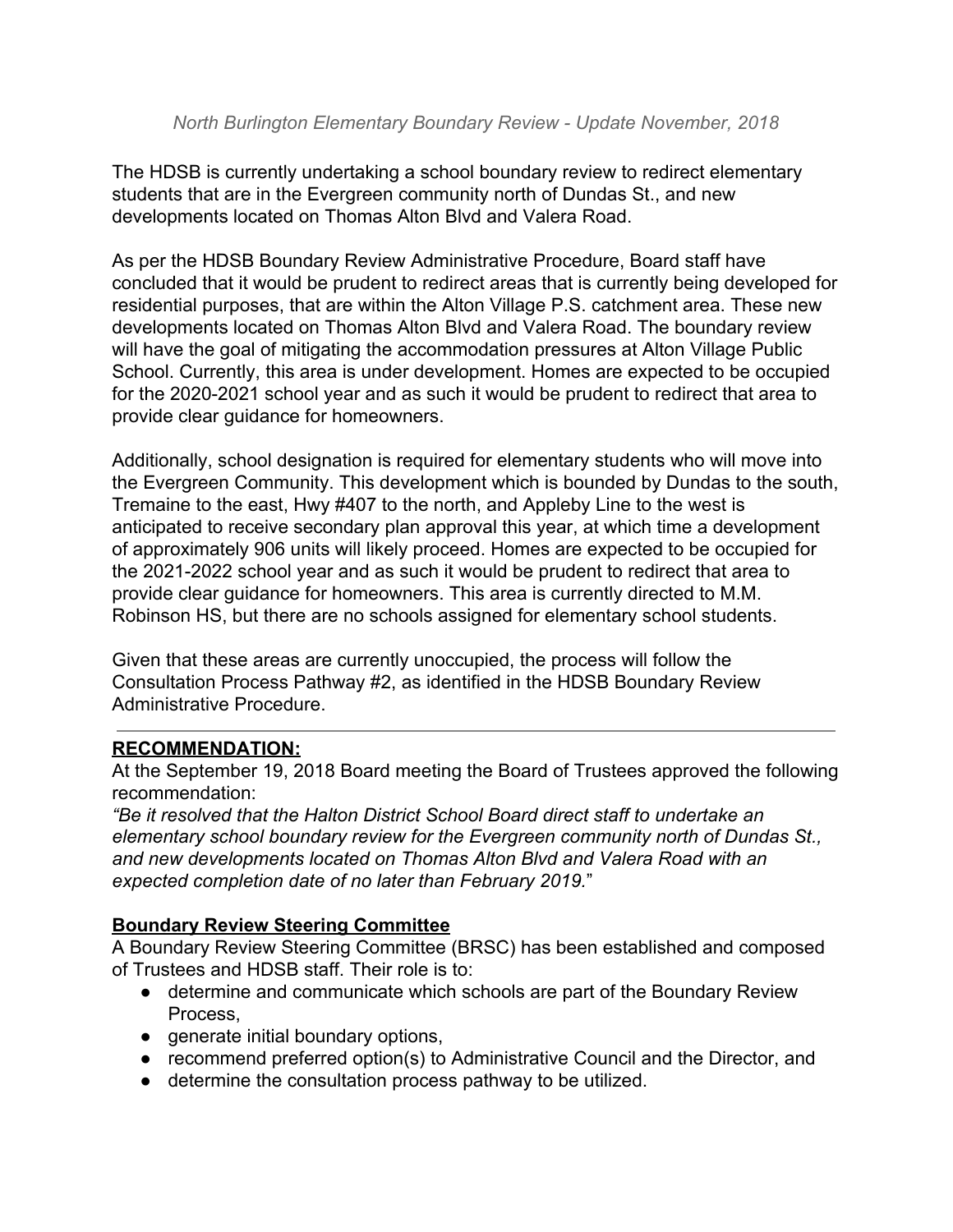*North Burlington Elementary Boundary Review - Update November, 2018*

The HDSB is currently undertaking a school boundary review to redirect elementary students that are in the Evergreen community north of Dundas St., and new developments located on Thomas Alton Blvd and Valera Road.

As per the HDSB Boundary Review Administrative Procedure, Board staff have concluded that it would be prudent to redirect areas that is currently being developed for residential purposes, that are within the Alton Village P.S. catchment area. These new developments located on Thomas Alton Blvd and Valera Road. The boundary review will have the goal of mitigating the accommodation pressures at Alton Village Public School. Currently, this area is under development. Homes are expected to be occupied for the 2020-2021 school year and as such it would be prudent to redirect that area to provide clear guidance for homeowners.

Additionally, school designation is required for elementary students who will move into the Evergreen Community. This development which is bounded by Dundas to the south, Tremaine to the east, Hwy #407 to the north, and Appleby Line to the west is anticipated to receive secondary plan approval this year, at which time a development of approximately 906 units will likely proceed. Homes are expected to be occupied for the 2021-2022 school year and as such it would be prudent to redirect that area to provide clear guidance for homeowners. This area is currently directed to M.M. Robinson HS, but there are no schools assigned for elementary school students.

Given that these areas are currently unoccupied, the process will follow the Consultation Process Pathway #2, as identified in the HDSB Boundary Review Administrative Procedure.

---

**RECOMMENDATION:**

At the September 19, 2018 Board meeting the Board of Trustees approved the following recommendation:

*"Be it resolved that the Halton District School Board direct staff to undertake an elementary school boundary review for the Evergreen community north of Dundas St., and new developments located on Thomas Alton Blvd and Valera Road with an expected completion date of no later than February 2019."*

**Boundary Review Steering Committee**

A Boundary Review Steering Committee (BRSC) has been established and composed of Trustees and HDSB staff. Their role is to:

- determine and communicate which schools are part of the Boundary Review Process,
- generate initial boundary options,
- recommend preferred option(s) to Administrative Council and the Director, and
- determine the consultation process pathway to be utilized.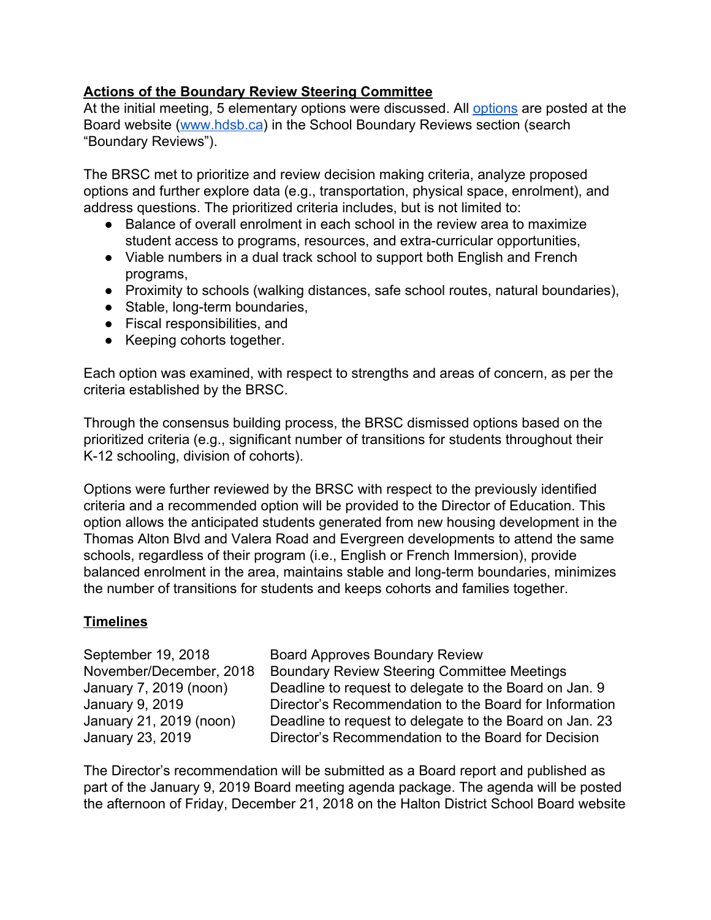**Actions of the Boundary Review Steering Committee**

At the initial meeting, 5 elementary options were discussed. All options are posted at the Board website (www.hdsb.ca) in the School Boundary Reviews section (search "Boundary Reviews").

The BRSC met to prioritize and review decision making criteria, analyze proposed options and further explore data (e.g., transportation, physical space, enrolment), and address questions. The prioritized criteria includes, but is not limited to:

- Balance of overall enrolment in each school in the review area to maximize student access to programs, resources, and extra-curricular opportunities,
- Viable numbers in a dual track school to support both English and French programs,
- Proximity to schools (walking distances, safe school routes, natural boundaries),
- Stable, long-term boundaries,
- Fiscal responsibilities, and
- Keeping cohorts together.

Each option was examined, with respect to strengths and areas of concern, as per the criteria established by the BRSC.

Through the consensus building process, the BRSC dismissed options based on the prioritized criteria (e.g., significant number of transitions for students throughout their K-12 schooling, division of cohorts).

Options were further reviewed by the BRSC with respect to the previously identified criteria and a recommended option will be provided to the Director of Education. This option allows the anticipated students generated from new housing development in the Thomas Alton Blvd and Valera Road and Evergreen developments to attend the same schools, regardless of their program (i.e., English or French Immersion), provide balanced enrolment in the area, maintains stable and long-term boundaries, minimizes the number of transitions for students and keeps cohorts and families together.

**Timelines**

| | |
|---|---|
| September 19, 2018 | Board Approves Boundary Review |
| November/December, 2018 | Boundary Review Steering Committee Meetings |
| January 7, 2019 (noon) | Deadline to request to delegate to the Board on Jan. 9 |
| January 9, 2019 | Director's Recommendation to the Board for Information |
| January 21, 2019 (noon) | Deadline to request to delegate to the Board on Jan. 23 |
| January 23, 2019 | Director's Recommendation to the Board for Decision |

The Director's recommendation will be submitted as a Board report and published as part of the January 9, 2019 Board meeting agenda package. The agenda will be posted the afternoon of Friday, December 21, 2018 on the Halton District School Board website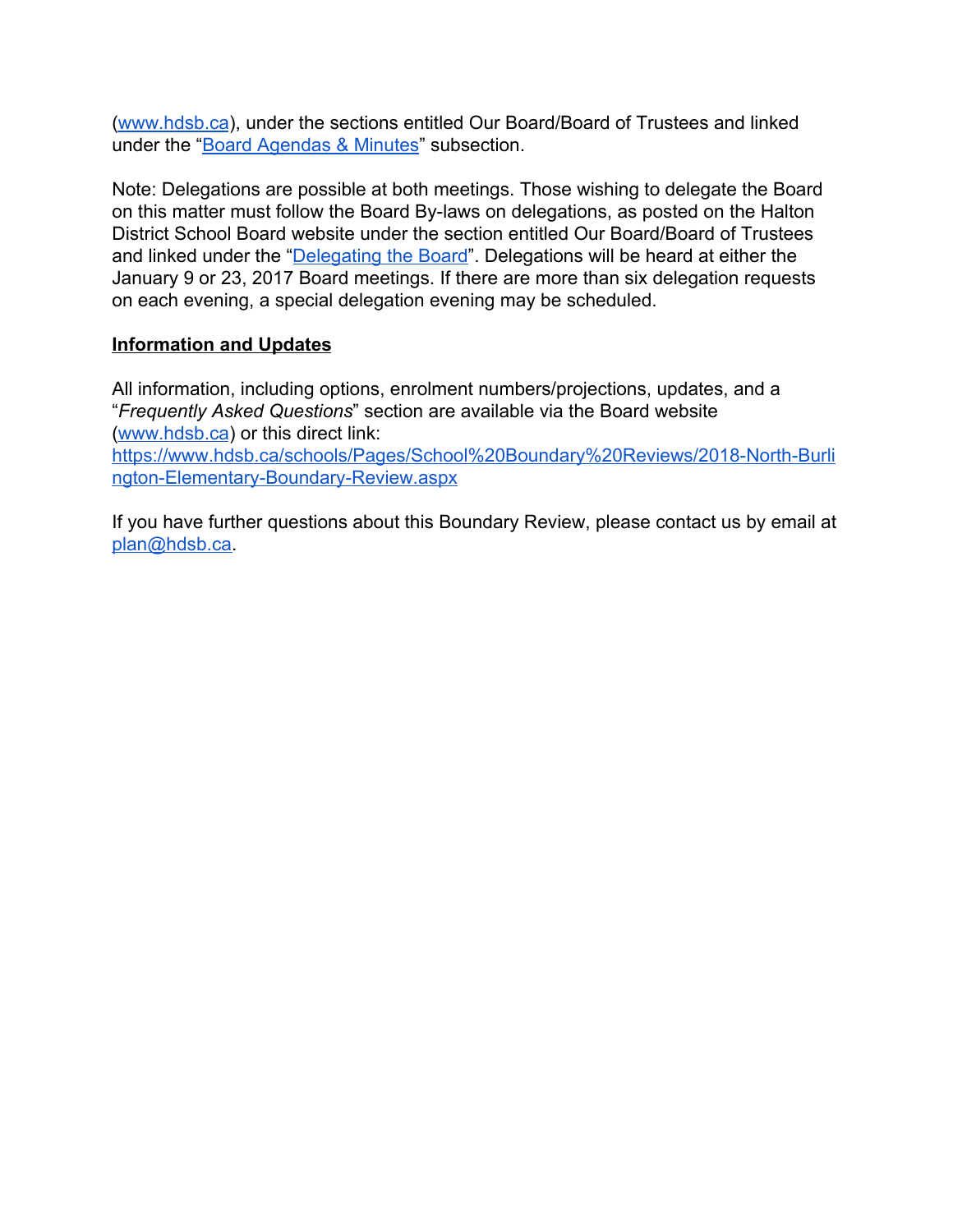(www.hdsb.ca), under the sections entitled Our Board/Board of Trustees and linked under the "Board Agendas & Minutes" subsection.

Note: Delegations are possible at both meetings. Those wishing to delegate the Board on this matter must follow the Board By-laws on delegations, as posted on the Halton District School Board website under the section entitled Our Board/Board of Trustees and linked under the "Delegating the Board". Delegations will be heard at either the January 9 or 23, 2017 Board meetings. If there are more than six delegation requests on each evening, a special delegation evening may be scheduled.

**Information and Updates**

All information, including options, enrolment numbers/projections, updates, and a "*Frequently Asked Questions*" section are available via the Board website (www.hdsb.ca) or this direct link: https://www.hdsb.ca/schools/Pages/School%20Boundary%20Reviews/2018-North-Burlington-Elementary-Boundary-Review.aspx

If you have further questions about this Boundary Review, please contact us by email at plan@hdsb.ca.